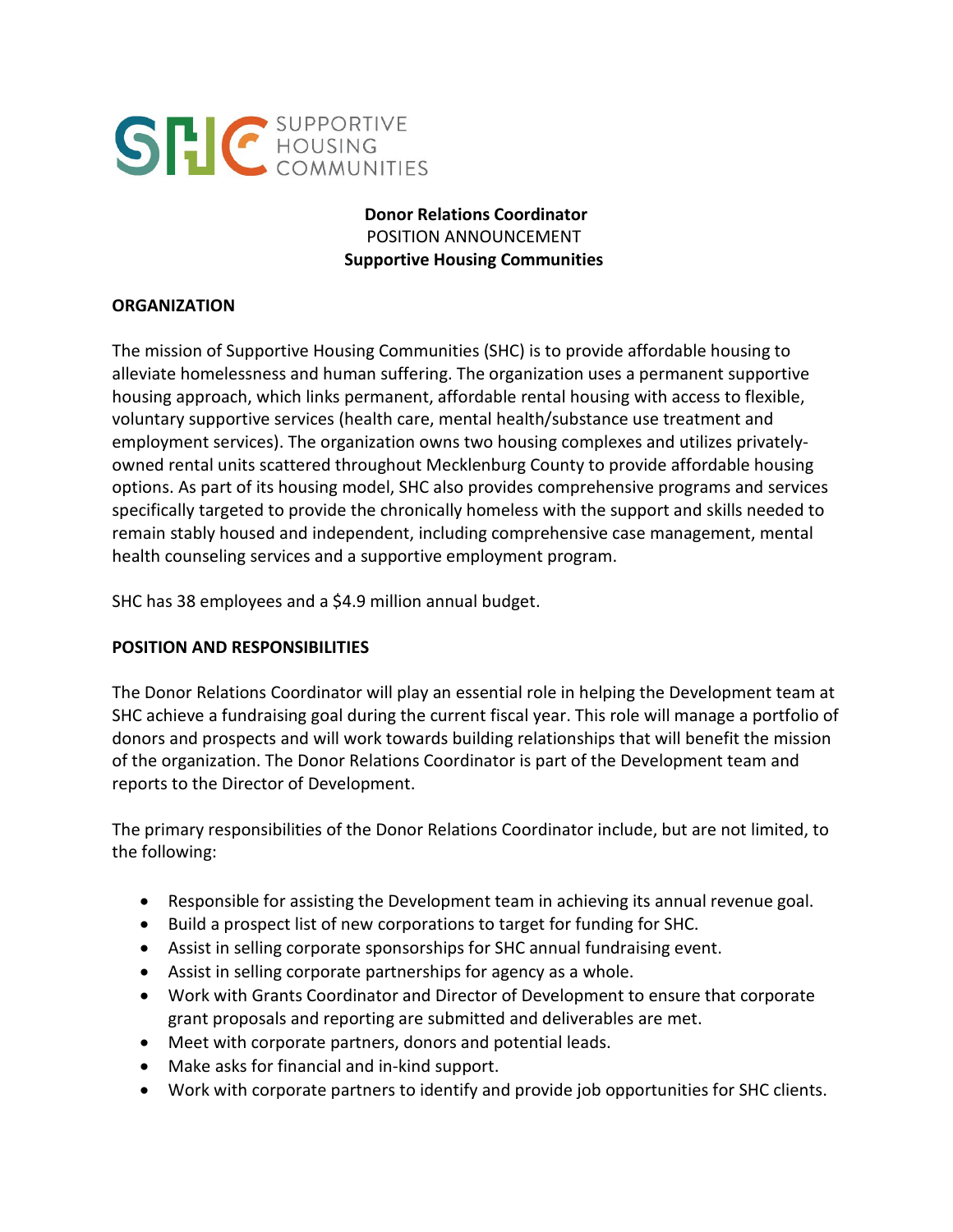SHC SUPPORTIVE HOUSING COMMUNITIES

**Donor Relations Coordinator**
POSITION ANNOUNCEMENT
**Supportive Housing Communities**

## ORGANIZATION

The mission of Supportive Housing Communities (SHC) is to provide affordable housing to alleviate homelessness and human suffering. The organization uses a permanent supportive housing approach, which links permanent, affordable rental housing with access to flexible, voluntary supportive services (health care, mental health/substance use treatment and employment services). The organization owns two housing complexes and utilizes privately-owned rental units scattered throughout Mecklenburg County to provide affordable housing options. As part of its housing model, SHC also provides comprehensive programs and services specifically targeted to provide the chronically homeless with the support and skills needed to remain stably housed and independent, including comprehensive case management, mental health counseling services and a supportive employment program.

SHC has 38 employees and a $4.9 million annual budget.

## POSITION AND RESPONSIBILITIES

The Donor Relations Coordinator will play an essential role in helping the Development team at SHC achieve a fundraising goal during the current fiscal year. This role will manage a portfolio of donors and prospects and will work towards building relationships that will benefit the mission of the organization. The Donor Relations Coordinator is part of the Development team and reports to the Director of Development.

The primary responsibilities of the Donor Relations Coordinator include, but are not limited, to the following:

- Responsible for assisting the Development team in achieving its annual revenue goal.
- Build a prospect list of new corporations to target for funding for SHC.
- Assist in selling corporate sponsorships for SHC annual fundraising event.
- Assist in selling corporate partnerships for agency as a whole.
- Work with Grants Coordinator and Director of Development to ensure that corporate grant proposals and reporting are submitted and deliverables are met.
- Meet with corporate partners, donors and potential leads.
- Make asks for financial and in-kind support.
- Work with corporate partners to identify and provide job opportunities for SHC clients.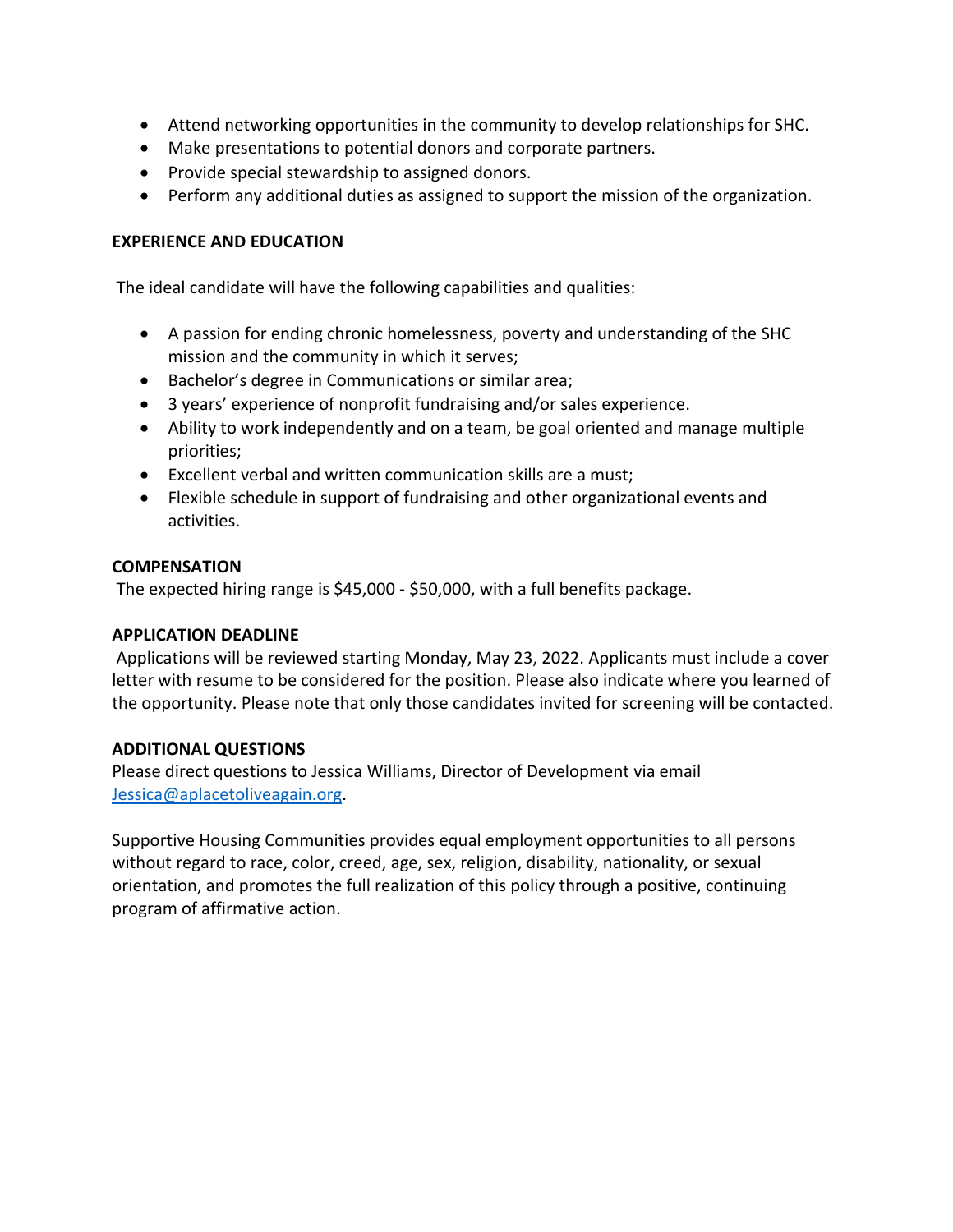- Attend networking opportunities in the community to develop relationships for SHC.
- Make presentations to potential donors and corporate partners.
- Provide special stewardship to assigned donors.
- Perform any additional duties as assigned to support the mission of the organization.

**EXPERIENCE AND EDUCATION**

The ideal candidate will have the following capabilities and qualities:

- A passion for ending chronic homelessness, poverty and understanding of the SHC mission and the community in which it serves;
- Bachelor's degree in Communications or similar area;
- 3 years' experience of nonprofit fundraising and/or sales experience.
- Ability to work independently and on a team, be goal oriented and manage multiple priorities;
- Excellent verbal and written communication skills are a must;
- Flexible schedule in support of fundraising and other organizational events and activities.

**COMPENSATION**

The expected hiring range is $45,000 - $50,000, with a full benefits package.

**APPLICATION DEADLINE**

Applications will be reviewed starting Monday, May 23, 2022. Applicants must include a cover letter with resume to be considered for the position. Please also indicate where you learned of the opportunity. Please note that only those candidates invited for screening will be contacted.

**ADDITIONAL QUESTIONS**

Please direct questions to Jessica Williams, Director of Development via email [Jessica@aplacetoliveagain.org](mailto:Jessica@aplacetoliveagain.org).

Supportive Housing Communities provides equal employment opportunities to all persons without regard to race, color, creed, age, sex, religion, disability, nationality, or sexual orientation, and promotes the full realization of this policy through a positive, continuing program of affirmative action.